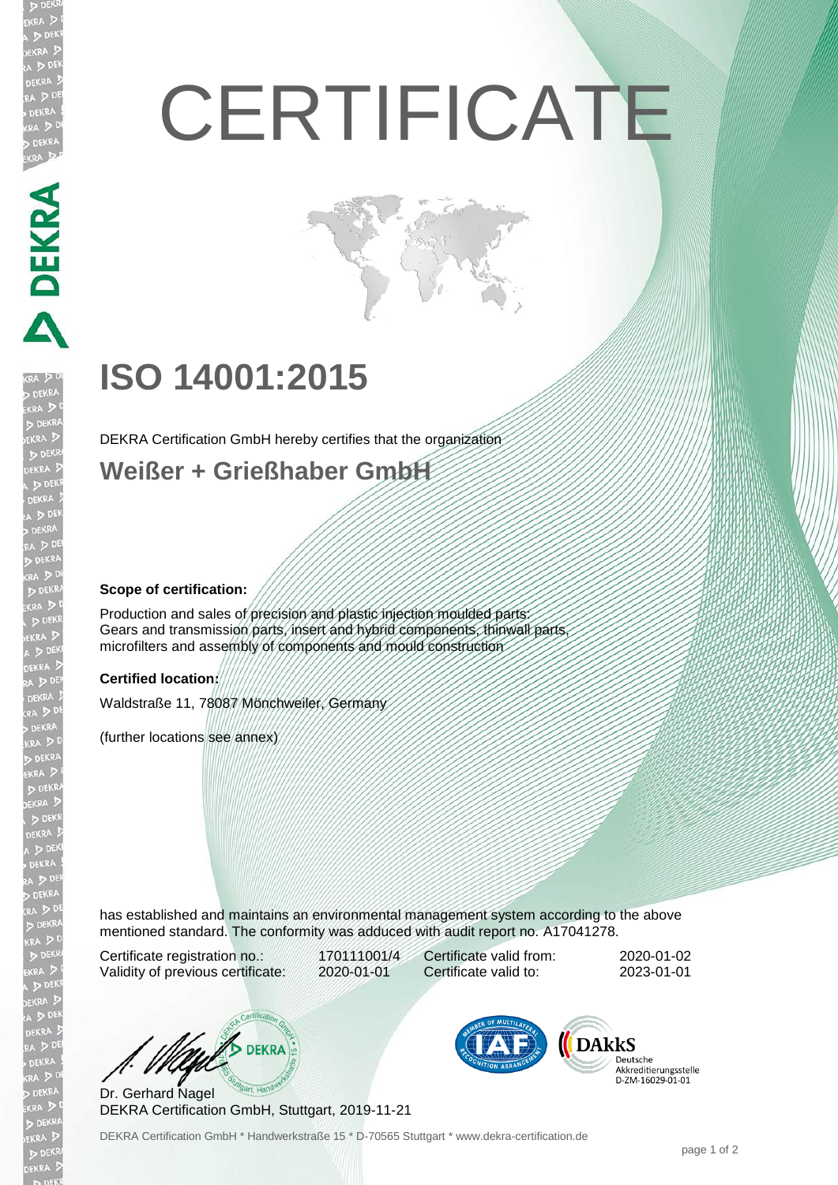# CERTIFICATE

## ISO 14001:2015

DEKRA Certification GmbH hereby certifies that the organization

### Weißer + Grießhaber GmbH

**Scope of certification:**

Production and sales of precision and plastic injection moulded parts:
Gears and transmission parts, insert and hybrid components, thinwall parts, microfilters and assembly of components and mould construction

**Certified location:**

Waldstraße 11, 78087 Mönchweiler, Germany

(further locations see annex)

has established and maintains an environmental management system according to the above mentioned standard. The conformity was adduced with audit report no. A17041278.

| | | | |
|---|---|---|---|
| Certificate registration no.: | 170111001/4 | Certificate valid from: | 2020-01-02 |
| Validity of previous certificate: | 2020-01-01 | Certificate valid to: | 2023-01-01 |

Dr. Gerhard Nagel
DEKRA Certification GmbH, Stuttgart, 2019-11-21

DAkkS Deutsche Akkreditierungsstelle D-ZM-16029-01-01

DEKRA Certification GmbH * Handwerkstraße 15 * D-70565 Stuttgart * www.dekra-certification.de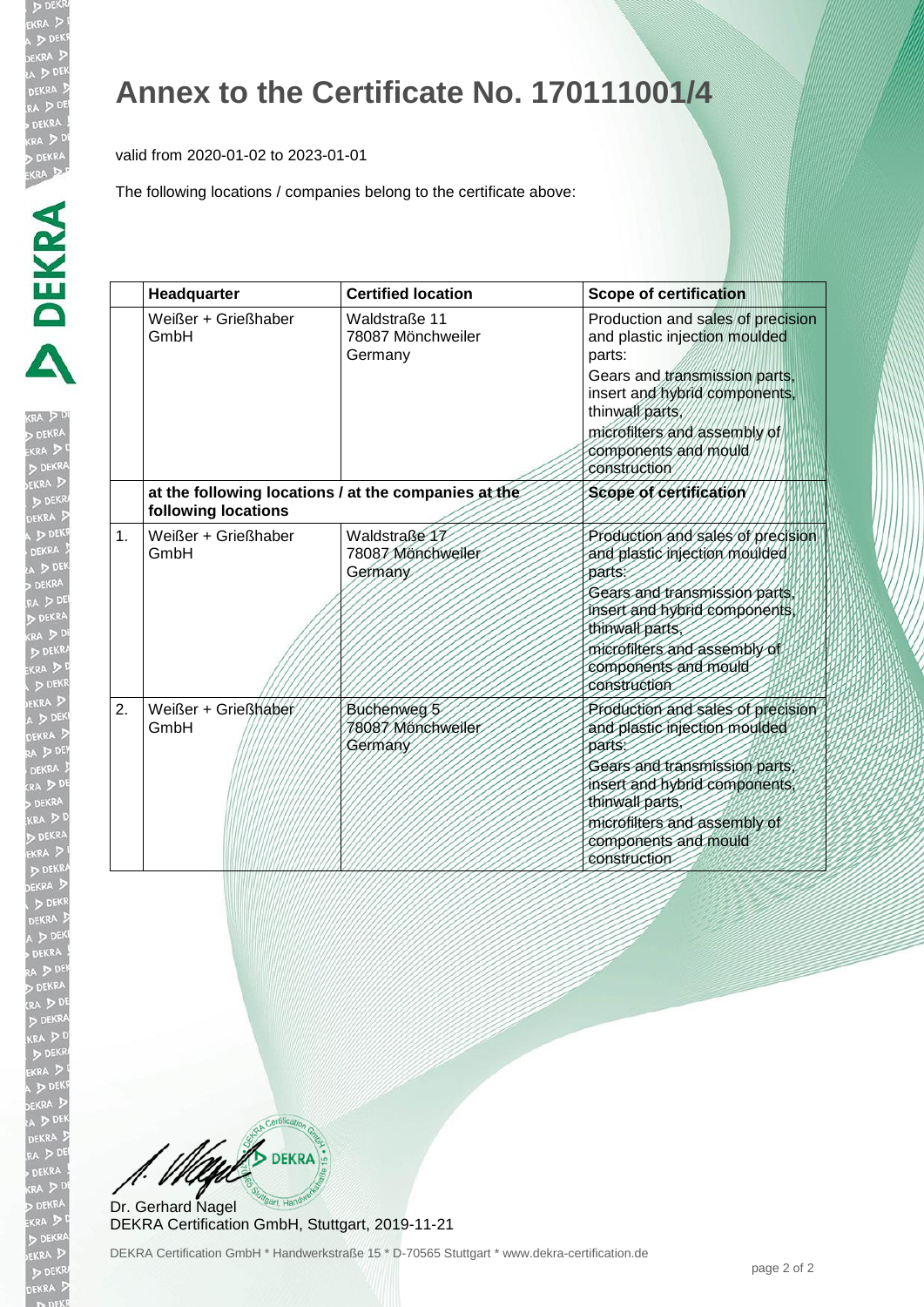# Annex to the Certificate No. 170111001/4

valid from 2020-01-02 to 2023-01-01

The following locations / companies belong to the certificate above:

| | Headquarter | Certified location | Scope of certification |
|---|---|---|---|
| | Weißer + Grießhaber GmbH | Waldstraße 11<br>78087 Mönchweiler<br>Germany | Production and sales of precision and plastic injection moulded parts:<br>Gears and transmission parts, insert and hybrid components, thinwall parts,<br>microfilters and assembly of components and mould construction |
| | **at the following locations / at the companies at the following locations** | | **Scope of certification** |
| 1. | Weißer + Grießhaber GmbH | Waldstraße 17<br>78087 Mönchweiler<br>Germany | Production and sales of precision and plastic injection moulded parts:<br>Gears and transmission parts, insert and hybrid components, thinwall parts,<br>microfilters and assembly of components and mould construction |
| 2. | Weißer + Grießhaber GmbH | Buchenweg 5<br>78087 Mönchweiler<br>Germany | Production and sales of precision and plastic injection moulded parts:<br>Gears and transmission parts, insert and hybrid components, thinwall parts,<br>microfilters and assembly of components and mould construction |

Dr. Gerhard Nagel
DEKRA Certification GmbH, Stuttgart, 2019-11-21

DEKRA Certification GmbH * Handwerkstraße 15 * D-70565 Stuttgart * www.dekra-certification.de